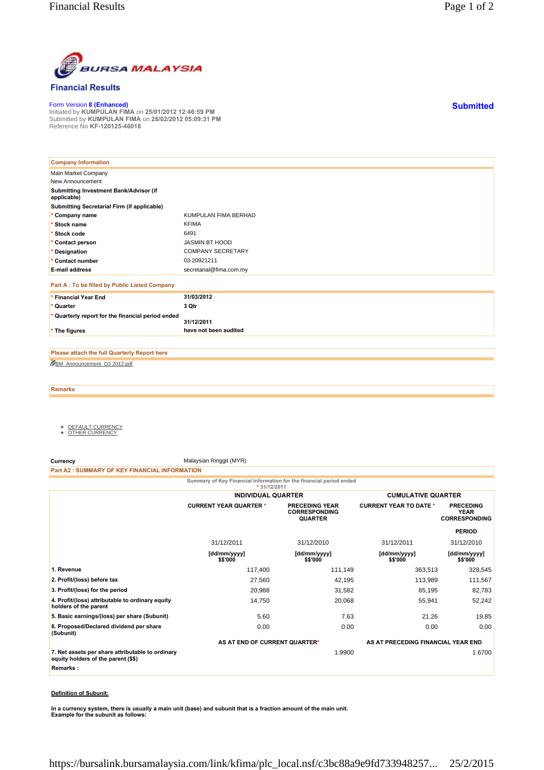# BURSA MALAYSIA

## Financial Results

Form Version **8 (Enhanced)**
Initiated by **KUMPULAN FIMA** on **25/01/2012 12:46:59 PM**
Submitted by **KUMPULAN FIMA** on **28/02/2012 05:09:31 PM**
Reference No **KF-120125-46018**

**Submitted**

| Company Information | |
|---|---|
| Main Market Company | |
| New Announcement | |
| **Submitting Investment Bank/Advisor (if applicable)** | |
| **Submitting Secretarial Firm (if applicable)** | |
| * **Company name** | KUMPULAN FIMA BERHAD |
| * **Stock name** | KFIMA |
| * **Stock code** | 6491 |
| * **Contact person** | JASMIN BT HOOD |
| * **Designation** | COMPANY SECRETARY |
| * **Contact number** | 03-20921211 |
| **E-mail address** | secretarial@fima.com.my |

**Part A : To be filled by Public Listed Company**

| | |
|---|---|
| * **Financial Year End** | **31/03/2012** |
| * **Quarter** | **3 Qtr** |
| * **Quarterly report for the financial period ended** | **31/12/2011** |
| * **The figures** | **have not been audited** |

**Please attach the full Quarterly Report here**

BM_Announcement_Q3 2012.pdf

**Remarks**

- DEFAULT CURRENCY
- OTHER CURRENCY

**Currency** Malaysian Ringgit (MYR)

**Part A2 : SUMMARY OF KEY FINANCIAL INFORMATION**

Summary of Key Financial Information for the financial period ended * 31/12/2011

| | INDIVIDUAL QUARTER | | CUMULATIVE QUARTER | |
|---|---|---|---|---|
| | CURRENT YEAR QUARTER * | PRECEDING YEAR CORRESPONDING QUARTER | CURRENT YEAR TO DATE * | PRECEDING YEAR CORRESPONDING PERIOD |
| | 31/12/2011 | 31/12/2010 | 31/12/2011 | 31/12/2010 |
| | [dd/mm/yyyy] $$'000 | [dd/mm/yyyy] $$'000 | [dd/mm/yyyy] $$'000 | [dd/mm/yyyy] $$'000 |
| **1. Revenue** | 117,400 | 111,149 | 363,513 | 328,545 |
| **2. Profit/(loss) before tax** | 27,560 | 42,195 | 113,989 | 111,567 |
| **3. Profit/(loss) for the period** | 20,988 | 31,582 | 85,195 | 82,783 |
| **4. Profit/(loss) attributable to ordinary equity holders of the parent** | 14,750 | 20,068 | 55,941 | 52,242 |
| **5. Basic earnings/(loss) per share (Subunit)** | 5.60 | 7.63 | 21.26 | 19.85 |
| **6. Proposed/Declared dividend per share (Subunit)** | 0.00 | 0.00 | 0.00 | 0.00 |

| | AS AT END OF CURRENT QUARTER* | AS AT PRECEDING FINANCIAL YEAR END |
|---|---|---|
| **7. Net assets per share attributable to ordinary equity holders of the parent ($$)** | 1.9900 | 1.6700 |

**Remarks :**

**Definition of Subunit:**

**In a currency system, there is usually a main unit (base) and subunit that is a fraction amount of the main unit. Example for the subunit as follows:**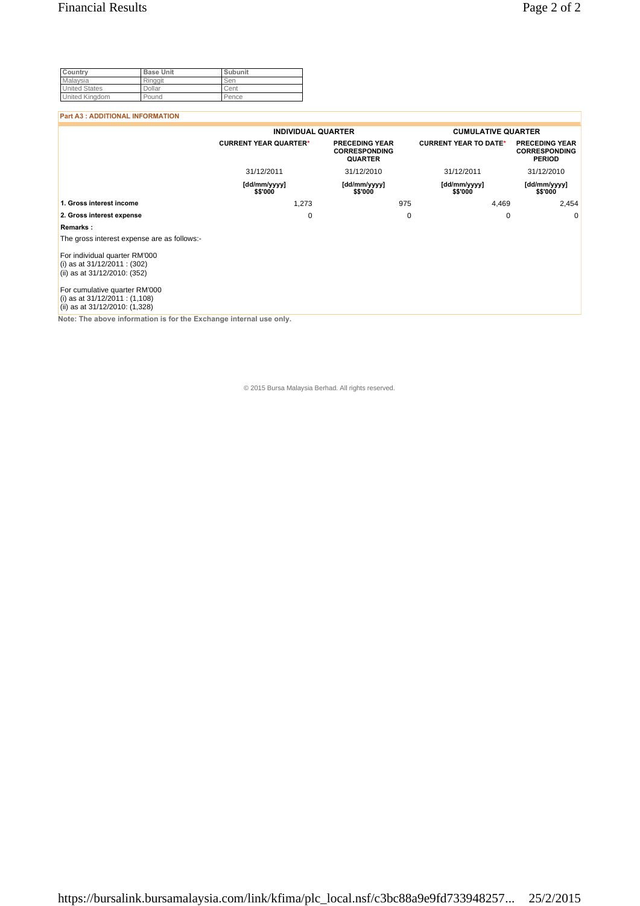| Country | Base Unit | Subunit |
|---|---|---|
| Malaysia | Ringgit | Sen |
| United States | Dollar | Cent |
| United Kingdom | Pound | Pence |

**Part A3 : ADDITIONAL INFORMATION**

| | INDIVIDUAL QUARTER | | CUMULATIVE QUARTER | |
|---|---|---|---|---|
| | CURRENT YEAR QUARTER* | PRECEDING YEAR CORRESPONDING QUARTER | CURRENT YEAR TO DATE* | PRECEDING YEAR CORRESPONDING PERIOD |
| | 31/12/2011 | 31/12/2010 | 31/12/2011 | 31/12/2010 |
| | [dd/mm/yyyy] $$'000 | [dd/mm/yyyy] $$'000 | [dd/mm/yyyy] $$'000 | [dd/mm/yyyy] $$'000 |
| **1. Gross interest income** | 1,273 | 975 | 4,469 | 2,454 |
| **2. Gross interest expense** | 0 | 0 | 0 | 0 |

**Remarks :**

The gross interest expense are as follows:-

For individual quarter RM'000
(i) as at 31/12/2011 : (302)
(ii) as at 31/12/2010: (352)

For cumulative quarter RM'000
(i) as at 31/12/2011 : (1,108)
(ii) as at 31/12/2010: (1,328)

**Note: The above information is for the Exchange internal use only.**

© 2015 Bursa Malaysia Berhad. All rights reserved.